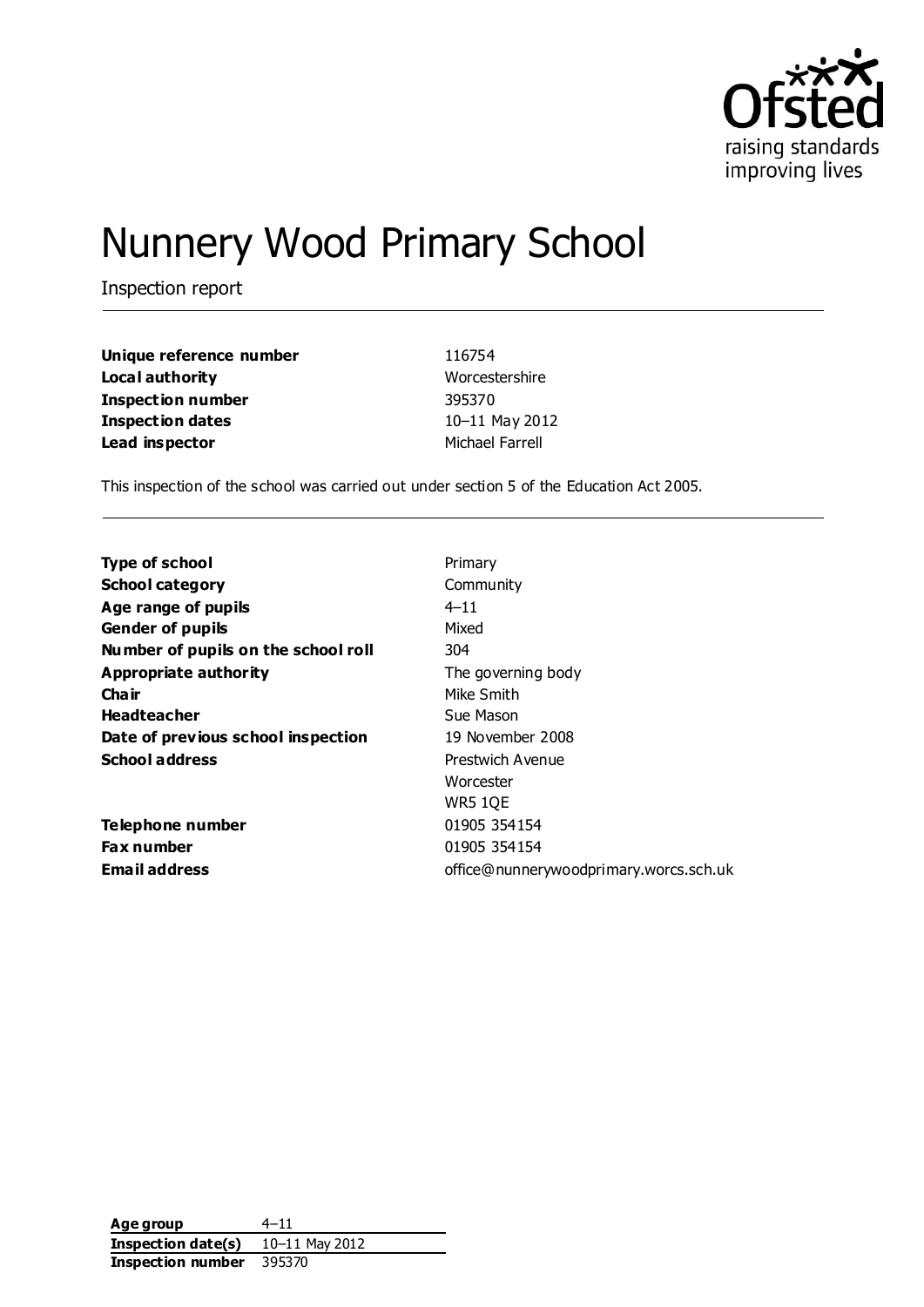# Nunnery Wood Primary School

Inspection report

| | |
|---|---|
| **Unique reference number** | 116754 |
| **Local authority** | Worcestershire |
| **Inspection number** | 395370 |
| **Inspection dates** | 10–11 May 2012 |
| **Lead inspector** | Michael Farrell |

This inspection of the school was carried out under section 5 of the Education Act 2005.

| | |
|---|---|
| **Type of school** | Primary |
| **School category** | Community |
| **Age range of pupils** | 4–11 |
| **Gender of pupils** | Mixed |
| **Number of pupils on the school roll** | 304 |
| **Appropriate authority** | The governing body |
| **Chair** | Mike Smith |
| **Headteacher** | Sue Mason |
| **Date of previous school inspection** | 19 November 2008 |
| **School address** | Prestwich Avenue<br>Worcester<br>WR5 1QE |
| **Telephone number** | 01905 354154 |
| **Fax number** | 01905 354154 |
| **Email address** | office@nunnerywoodprimary.worcs.sch.uk |

| | |
|---|---|
| **Age group** | 4–11 |
| **Inspection date(s)** | 10–11 May 2012 |
| **Inspection number** | 395370 |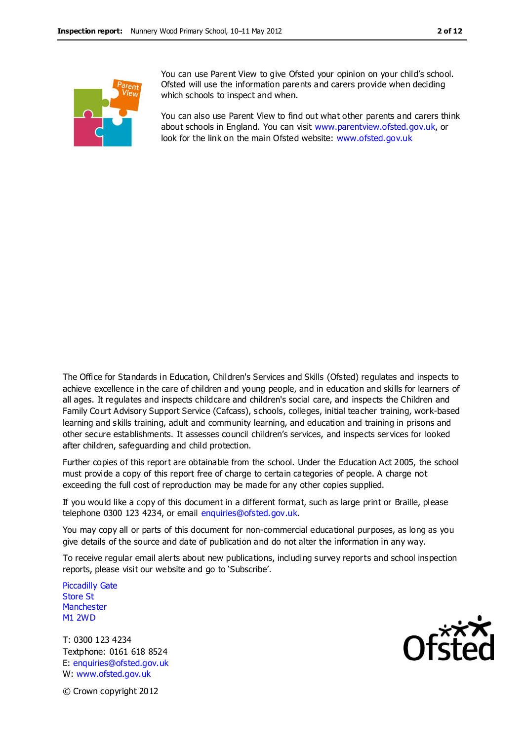You can use Parent View to give Ofsted your opinion on your child's school. Ofsted will use the information parents and carers provide when deciding which schools to inspect and when.

You can also use Parent View to find out what other parents and carers think about schools in England. You can visit www.parentview.ofsted.gov.uk, or look for the link on the main Ofsted website: www.ofsted.gov.uk

The Office for Standards in Education, Children's Services and Skills (Ofsted) regulates and inspects to achieve excellence in the care of children and young people, and in education and skills for learners of all ages. It regulates and inspects childcare and children's social care, and inspects the Children and Family Court Advisory Support Service (Cafcass), schools, colleges, initial teacher training, work-based learning and skills training, adult and community learning, and education and training in prisons and other secure establishments. It assesses council children's services, and inspects services for looked after children, safeguarding and child protection.

Further copies of this report are obtainable from the school. Under the Education Act 2005, the school must provide a copy of this report free of charge to certain categories of people. A charge not exceeding the full cost of reproduction may be made for any other copies supplied.

If you would like a copy of this document in a different format, such as large print or Braille, please telephone 0300 123 4234, or email enquiries@ofsted.gov.uk.

You may copy all or parts of this document for non-commercial educational purposes, as long as you give details of the source and date of publication and do not alter the information in any way.

To receive regular email alerts about new publications, including survey reports and school inspection reports, please visit our website and go to 'Subscribe'.

Piccadilly Gate  
Store St  
Manchester  
M1 2WD

T: 0300 123 4234  
Textphone: 0161 618 8524  
E: enquiries@ofsted.gov.uk  
W: www.ofsted.gov.uk

© Crown copyright 2012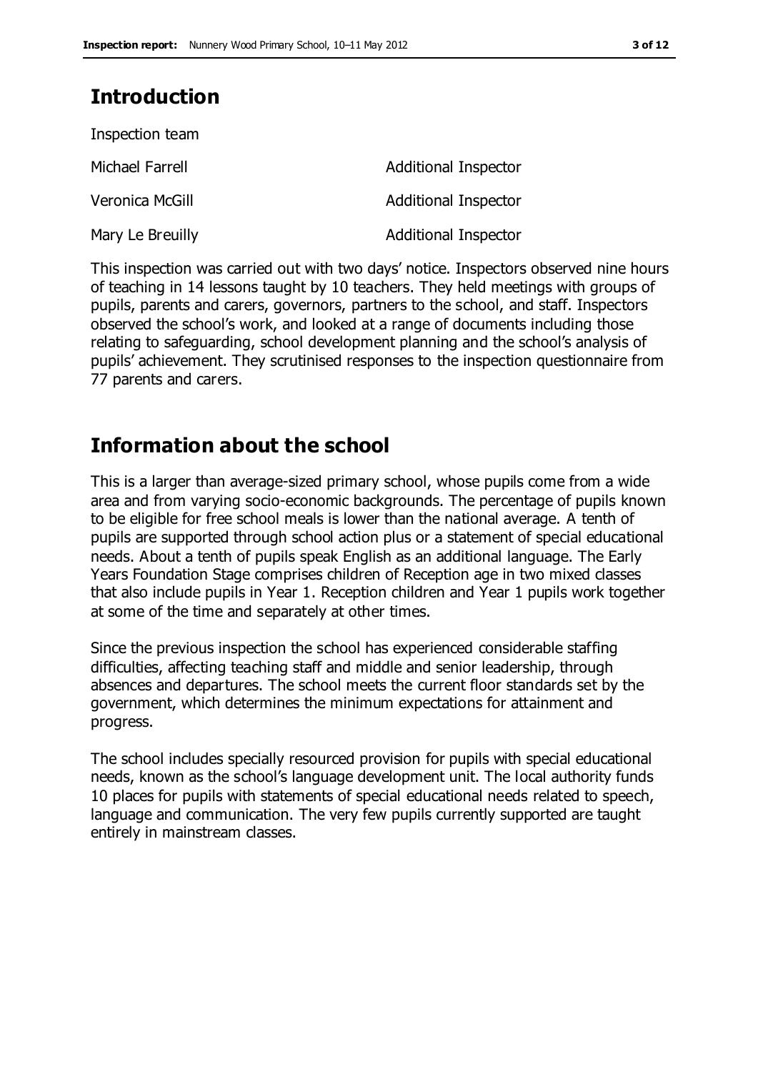## Introduction

Inspection team

| | |
|---|---|
| Michael Farrell | Additional Inspector |
| Veronica McGill | Additional Inspector |
| Mary Le Breuilly | Additional Inspector |

This inspection was carried out with two days' notice. Inspectors observed nine hours of teaching in 14 lessons taught by 10 teachers. They held meetings with groups of pupils, parents and carers, governors, partners to the school, and staff. Inspectors observed the school's work, and looked at a range of documents including those relating to safeguarding, school development planning and the school's analysis of pupils' achievement. They scrutinised responses to the inspection questionnaire from 77 parents and carers.

## Information about the school

This is a larger than average-sized primary school, whose pupils come from a wide area and from varying socio-economic backgrounds. The percentage of pupils known to be eligible for free school meals is lower than the national average. A tenth of pupils are supported through school action plus or a statement of special educational needs. About a tenth of pupils speak English as an additional language. The Early Years Foundation Stage comprises children of Reception age in two mixed classes that also include pupils in Year 1. Reception children and Year 1 pupils work together at some of the time and separately at other times.

Since the previous inspection the school has experienced considerable staffing difficulties, affecting teaching staff and middle and senior leadership, through absences and departures. The school meets the current floor standards set by the government, which determines the minimum expectations for attainment and progress.

The school includes specially resourced provision for pupils with special educational needs, known as the school's language development unit. The local authority funds 10 places for pupils with statements of special educational needs related to speech, language and communication. The very few pupils currently supported are taught entirely in mainstream classes.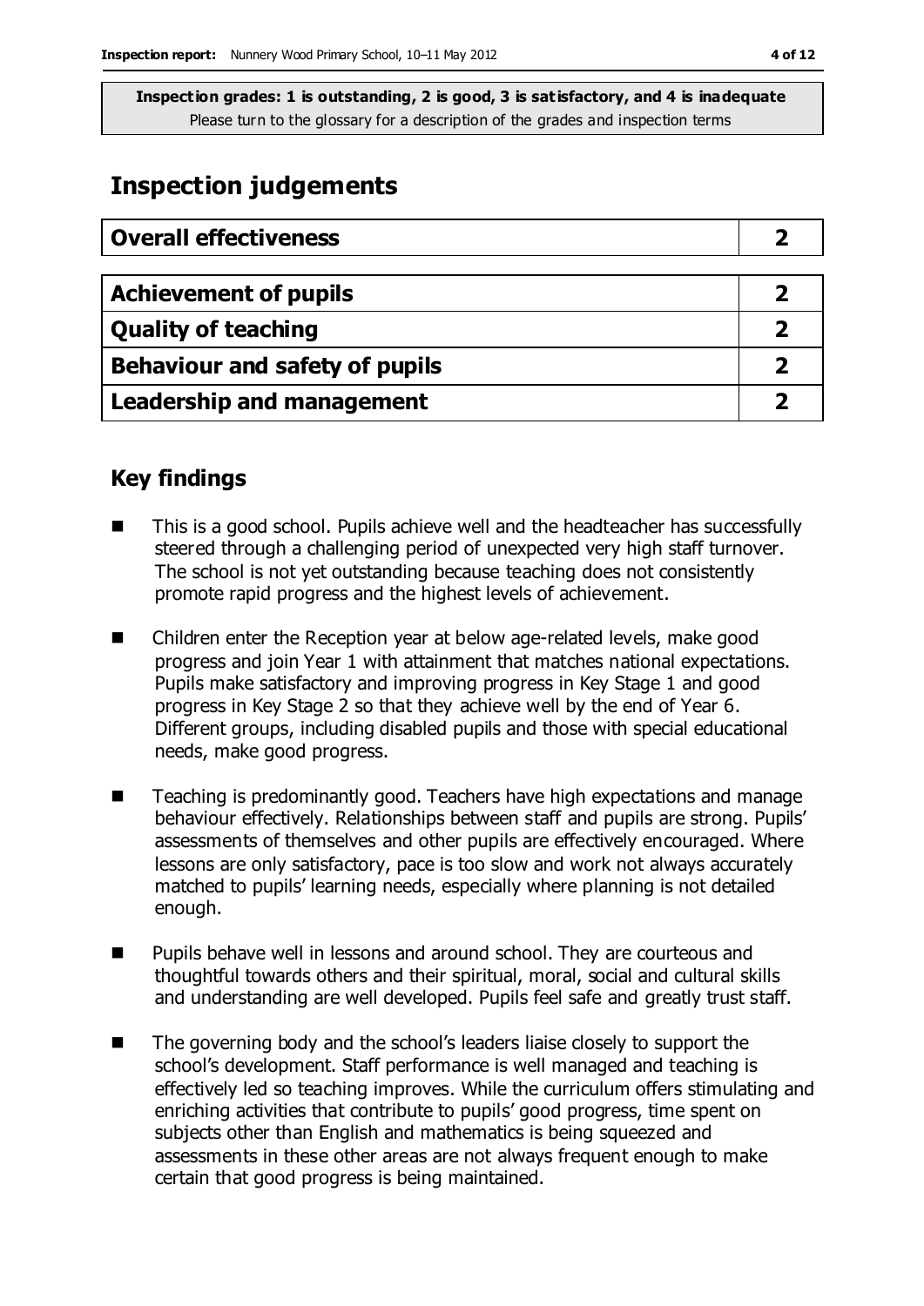**Inspection grades: 1 is outstanding, 2 is good, 3 is satisfactory, and 4 is inadequate**
Please turn to the glossary for a description of the grades and inspection terms

## Inspection judgements

| Overall effectiveness | 2 |
|---|---|

| Achievement of pupils | 2 |
|---|---|
| Quality of teaching | 2 |
| Behaviour and safety of pupils | 2 |
| Leadership and management | 2 |

### Key findings

- This is a good school. Pupils achieve well and the headteacher has successfully steered through a challenging period of unexpected very high staff turnover. The school is not yet outstanding because teaching does not consistently promote rapid progress and the highest levels of achievement.
- Children enter the Reception year at below age-related levels, make good progress and join Year 1 with attainment that matches national expectations. Pupils make satisfactory and improving progress in Key Stage 1 and good progress in Key Stage 2 so that they achieve well by the end of Year 6. Different groups, including disabled pupils and those with special educational needs, make good progress.
- Teaching is predominantly good. Teachers have high expectations and manage behaviour effectively. Relationships between staff and pupils are strong. Pupils' assessments of themselves and other pupils are effectively encouraged. Where lessons are only satisfactory, pace is too slow and work not always accurately matched to pupils' learning needs, especially where planning is not detailed enough.
- Pupils behave well in lessons and around school. They are courteous and thoughtful towards others and their spiritual, moral, social and cultural skills and understanding are well developed. Pupils feel safe and greatly trust staff.
- The governing body and the school's leaders liaise closely to support the school's development. Staff performance is well managed and teaching is effectively led so teaching improves. While the curriculum offers stimulating and enriching activities that contribute to pupils' good progress, time spent on subjects other than English and mathematics is being squeezed and assessments in these other areas are not always frequent enough to make certain that good progress is being maintained.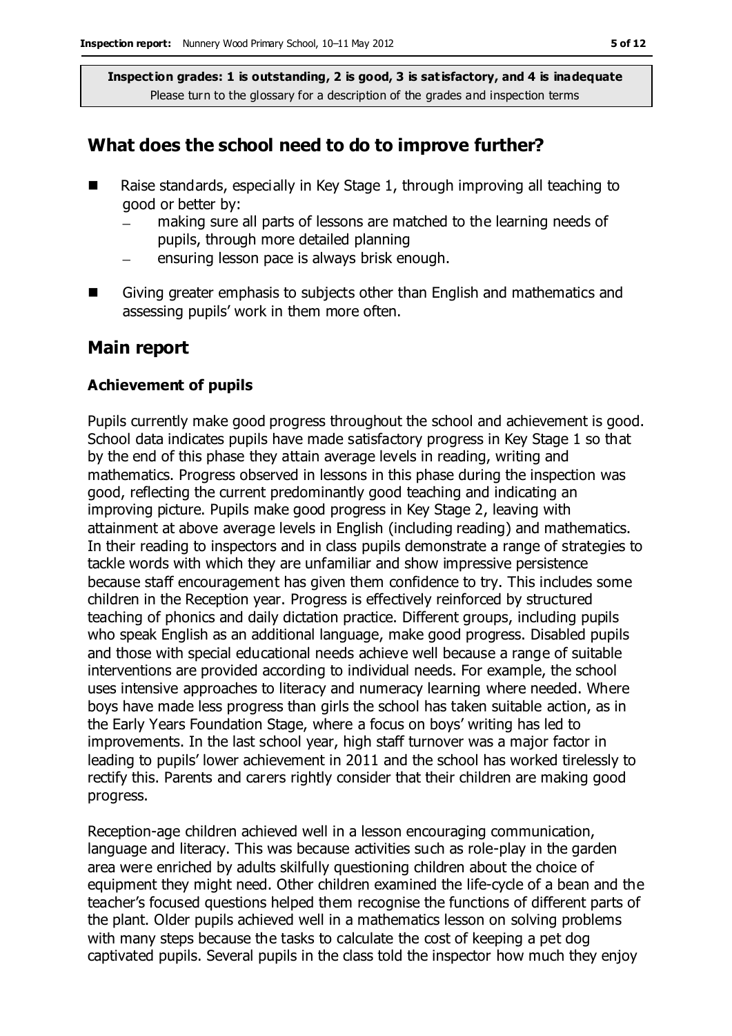**Inspection grades: 1 is outstanding, 2 is good, 3 is satisfactory, and 4 is inadequate**
Please turn to the glossary for a description of the grades and inspection terms

## What does the school need to do to improve further?

- Raise standards, especially in Key Stage 1, through improving all teaching to good or better by:
  - making sure all parts of lessons are matched to the learning needs of pupils, through more detailed planning
  - ensuring lesson pace is always brisk enough.
- Giving greater emphasis to subjects other than English and mathematics and assessing pupils' work in them more often.

## Main report

### Achievement of pupils

Pupils currently make good progress throughout the school and achievement is good. School data indicates pupils have made satisfactory progress in Key Stage 1 so that by the end of this phase they attain average levels in reading, writing and mathematics. Progress observed in lessons in this phase during the inspection was good, reflecting the current predominantly good teaching and indicating an improving picture. Pupils make good progress in Key Stage 2, leaving with attainment at above average levels in English (including reading) and mathematics. In their reading to inspectors and in class pupils demonstrate a range of strategies to tackle words with which they are unfamiliar and show impressive persistence because staff encouragement has given them confidence to try. This includes some children in the Reception year. Progress is effectively reinforced by structured teaching of phonics and daily dictation practice. Different groups, including pupils who speak English as an additional language, make good progress. Disabled pupils and those with special educational needs achieve well because a range of suitable interventions are provided according to individual needs. For example, the school uses intensive approaches to literacy and numeracy learning where needed. Where boys have made less progress than girls the school has taken suitable action, as in the Early Years Foundation Stage, where a focus on boys' writing has led to improvements. In the last school year, high staff turnover was a major factor in leading to pupils' lower achievement in 2011 and the school has worked tirelessly to rectify this. Parents and carers rightly consider that their children are making good progress.

Reception-age children achieved well in a lesson encouraging communication, language and literacy. This was because activities such as role-play in the garden area were enriched by adults skilfully questioning children about the choice of equipment they might need. Other children examined the life-cycle of a bean and the teacher's focused questions helped them recognise the functions of different parts of the plant. Older pupils achieved well in a mathematics lesson on solving problems with many steps because the tasks to calculate the cost of keeping a pet dog captivated pupils. Several pupils in the class told the inspector how much they enjoy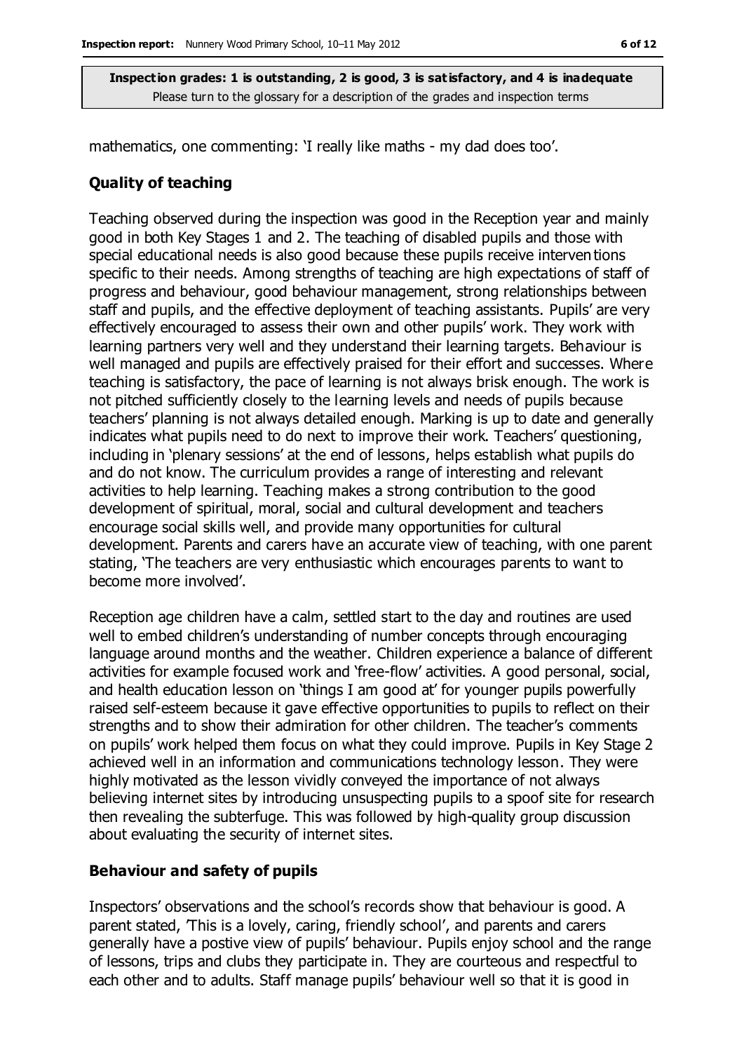mathematics, one commenting: 'I really like maths - my dad does too'.

## Quality of teaching

Teaching observed during the inspection was good in the Reception year and mainly good in both Key Stages 1 and 2. The teaching of disabled pupils and those with special educational needs is also good because these pupils receive interventions specific to their needs. Among strengths of teaching are high expectations of staff of progress and behaviour, good behaviour management, strong relationships between staff and pupils, and the effective deployment of teaching assistants. Pupils' are very effectively encouraged to assess their own and other pupils' work. They work with learning partners very well and they understand their learning targets. Behaviour is well managed and pupils are effectively praised for their effort and successes. Where teaching is satisfactory, the pace of learning is not always brisk enough. The work is not pitched sufficiently closely to the learning levels and needs of pupils because teachers' planning is not always detailed enough. Marking is up to date and generally indicates what pupils need to do next to improve their work. Teachers' questioning, including in 'plenary sessions' at the end of lessons, helps establish what pupils do and do not know. The curriculum provides a range of interesting and relevant activities to help learning. Teaching makes a strong contribution to the good development of spiritual, moral, social and cultural development and teachers encourage social skills well, and provide many opportunities for cultural development. Parents and carers have an accurate view of teaching, with one parent stating, 'The teachers are very enthusiastic which encourages parents to want to become more involved'.

Reception age children have a calm, settled start to the day and routines are used well to embed children's understanding of number concepts through encouraging language around months and the weather. Children experience a balance of different activities for example focused work and 'free-flow' activities. A good personal, social, and health education lesson on 'things I am good at' for younger pupils powerfully raised self-esteem because it gave effective opportunities to pupils to reflect on their strengths and to show their admiration for other children. The teacher's comments on pupils' work helped them focus on what they could improve. Pupils in Key Stage 2 achieved well in an information and communications technology lesson. They were highly motivated as the lesson vividly conveyed the importance of not always believing internet sites by introducing unsuspecting pupils to a spoof site for research then revealing the subterfuge. This was followed by high-quality group discussion about evaluating the security of internet sites.

## Behaviour and safety of pupils

Inspectors' observations and the school's records show that behaviour is good. A parent stated, 'This is a lovely, caring, friendly school', and parents and carers generally have a postive view of pupils' behaviour. Pupils enjoy school and the range of lessons, trips and clubs they participate in. They are courteous and respectful to each other and to adults. Staff manage pupils' behaviour well so that it is good in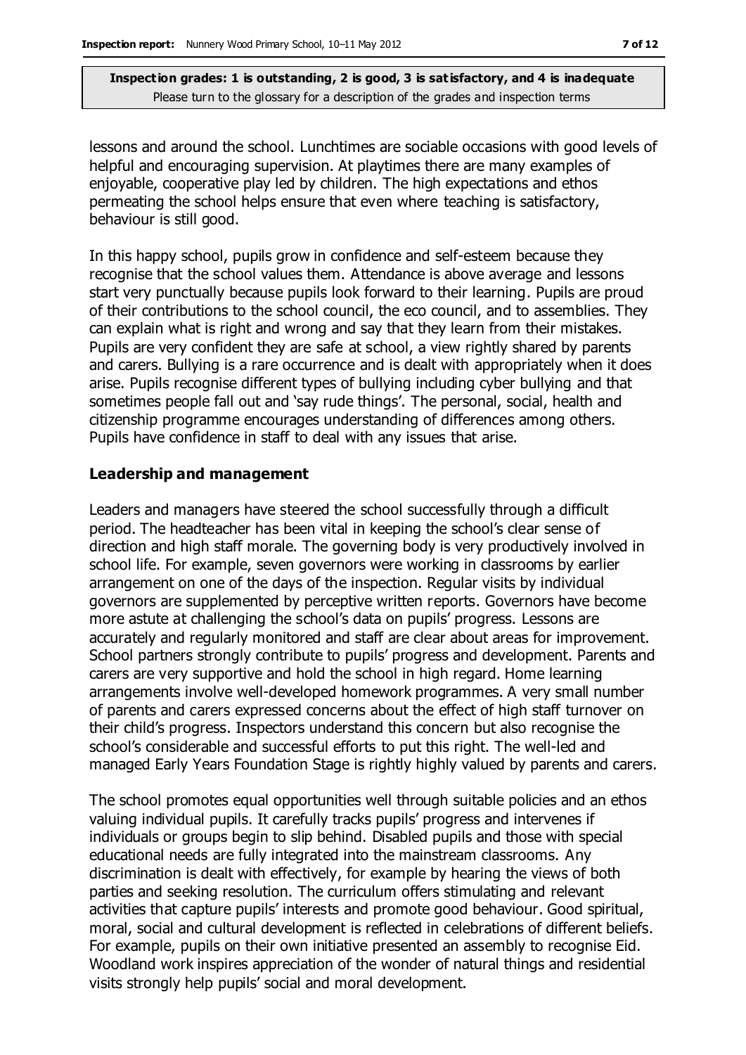**Inspection grades: 1 is outstanding, 2 is good, 3 is satisfactory, and 4 is inadequate**
Please turn to the glossary for a description of the grades and inspection terms

lessons and around the school. Lunchtimes are sociable occasions with good levels of helpful and encouraging supervision. At playtimes there are many examples of enjoyable, cooperative play led by children. The high expectations and ethos permeating the school helps ensure that even where teaching is satisfactory, behaviour is still good.

In this happy school, pupils grow in confidence and self-esteem because they recognise that the school values them. Attendance is above average and lessons start very punctually because pupils look forward to their learning. Pupils are proud of their contributions to the school council, the eco council, and to assemblies. They can explain what is right and wrong and say that they learn from their mistakes. Pupils are very confident they are safe at school, a view rightly shared by parents and carers. Bullying is a rare occurrence and is dealt with appropriately when it does arise. Pupils recognise different types of bullying including cyber bullying and that sometimes people fall out and 'say rude things'. The personal, social, health and citizenship programme encourages understanding of differences among others. Pupils have confidence in staff to deal with any issues that arise.

### Leadership and management

Leaders and managers have steered the school successfully through a difficult period. The headteacher has been vital in keeping the school's clear sense of direction and high staff morale. The governing body is very productively involved in school life. For example, seven governors were working in classrooms by earlier arrangement on one of the days of the inspection. Regular visits by individual governors are supplemented by perceptive written reports. Governors have become more astute at challenging the school's data on pupils' progress. Lessons are accurately and regularly monitored and staff are clear about areas for improvement. School partners strongly contribute to pupils' progress and development. Parents and carers are very supportive and hold the school in high regard. Home learning arrangements involve well-developed homework programmes. A very small number of parents and carers expressed concerns about the effect of high staff turnover on their child's progress. Inspectors understand this concern but also recognise the school's considerable and successful efforts to put this right. The well-led and managed Early Years Foundation Stage is rightly highly valued by parents and carers.

The school promotes equal opportunities well through suitable policies and an ethos valuing individual pupils. It carefully tracks pupils' progress and intervenes if individuals or groups begin to slip behind. Disabled pupils and those with special educational needs are fully integrated into the mainstream classrooms. Any discrimination is dealt with effectively, for example by hearing the views of both parties and seeking resolution. The curriculum offers stimulating and relevant activities that capture pupils' interests and promote good behaviour. Good spiritual, moral, social and cultural development is reflected in celebrations of different beliefs. For example, pupils on their own initiative presented an assembly to recognise Eid. Woodland work inspires appreciation of the wonder of natural things and residential visits strongly help pupils' social and moral development.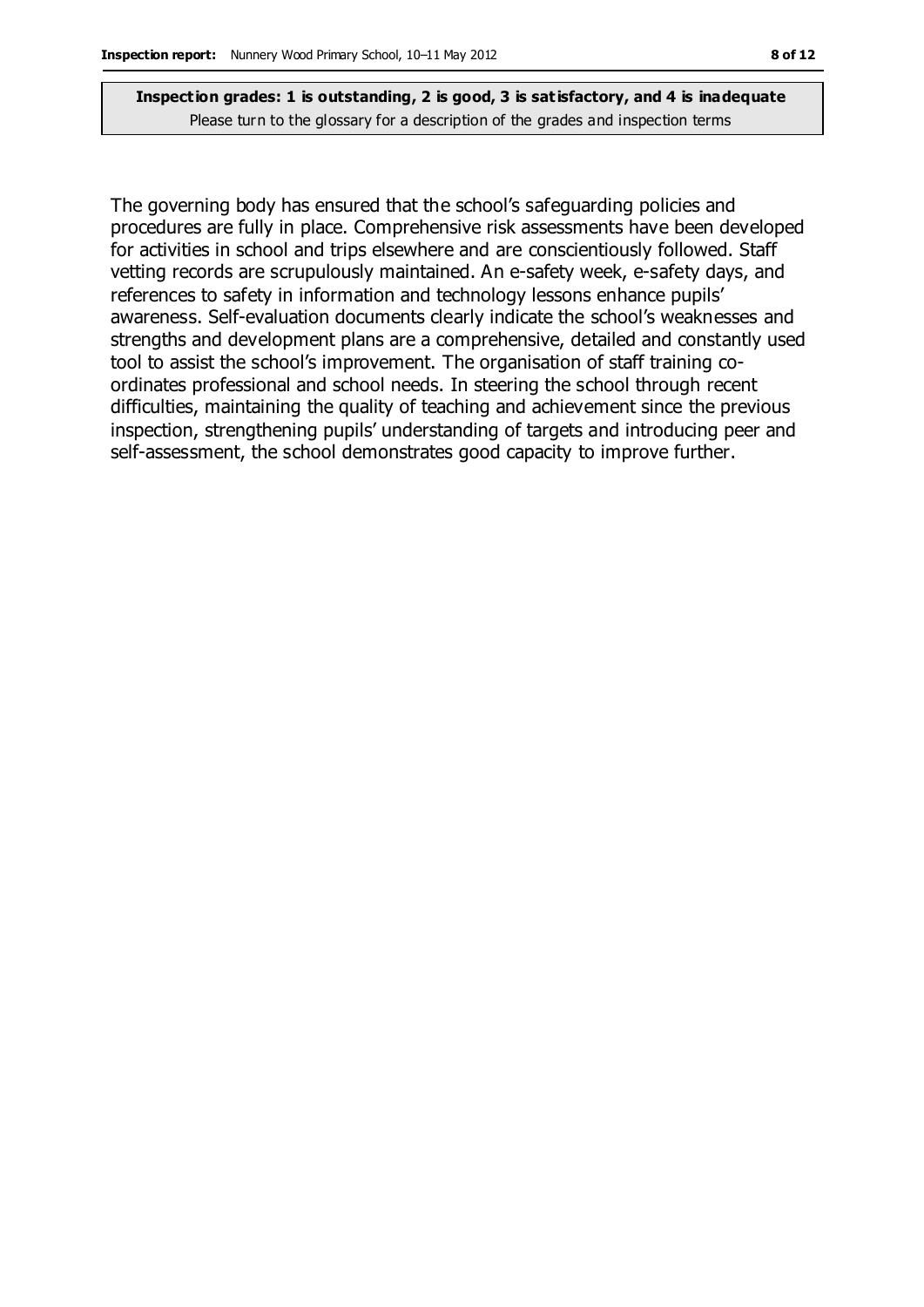**Inspection grades: 1 is outstanding, 2 is good, 3 is satisfactory, and 4 is inadequate**
Please turn to the glossary for a description of the grades and inspection terms

The governing body has ensured that the school's safeguarding policies and procedures are fully in place. Comprehensive risk assessments have been developed for activities in school and trips elsewhere and are conscientiously followed. Staff vetting records are scrupulously maintained. An e-safety week, e-safety days, and references to safety in information and technology lessons enhance pupils' awareness. Self-evaluation documents clearly indicate the school's weaknesses and strengths and development plans are a comprehensive, detailed and constantly used tool to assist the school's improvement. The organisation of staff training co-ordinates professional and school needs. In steering the school through recent difficulties, maintaining the quality of teaching and achievement since the previous inspection, strengthening pupils' understanding of targets and introducing peer and self-assessment, the school demonstrates good capacity to improve further.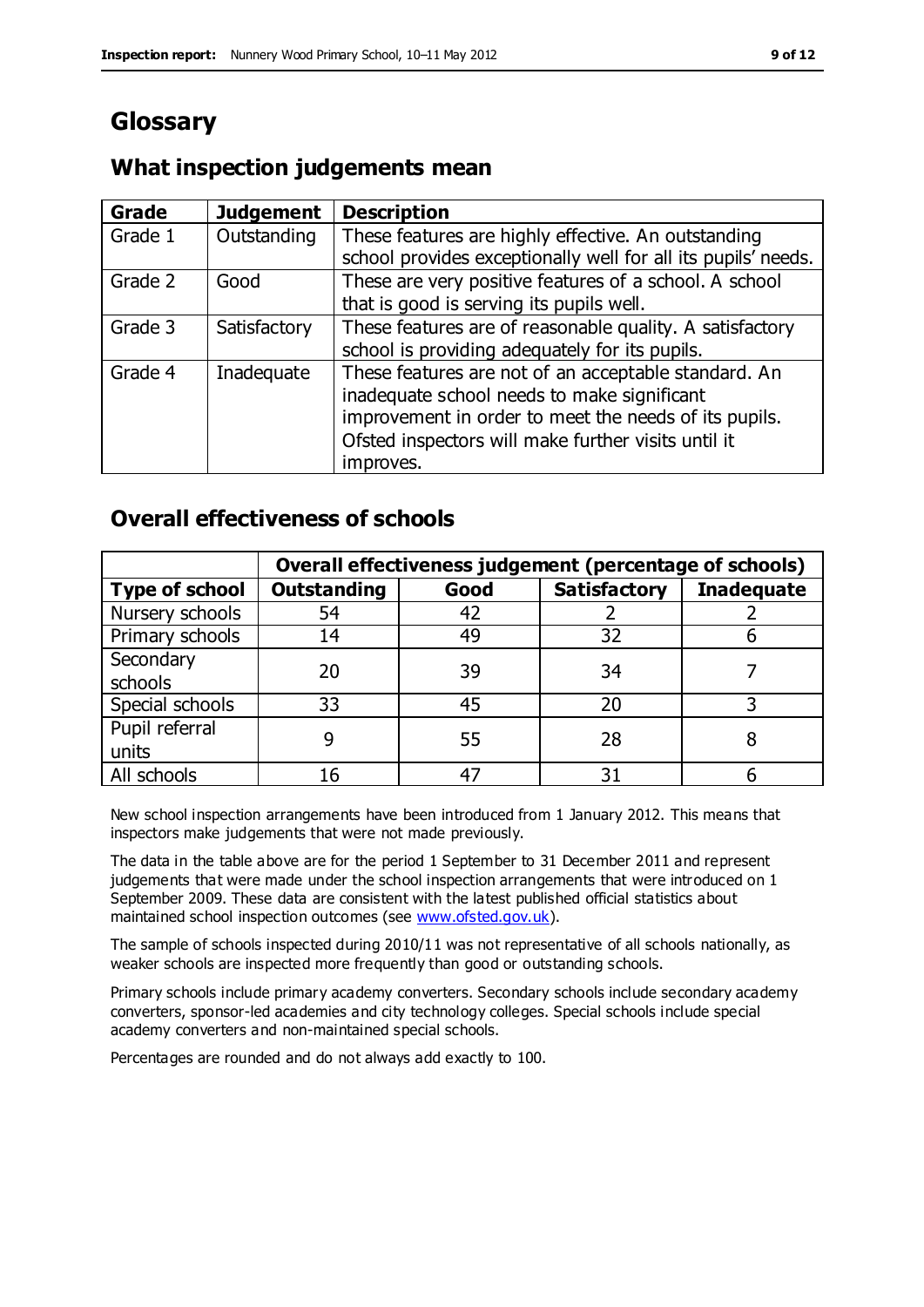# Glossary

## What inspection judgements mean

| Grade | Judgement | Description |
|---|---|---|
| Grade 1 | Outstanding | These features are highly effective. An outstanding school provides exceptionally well for all its pupils' needs. |
| Grade 2 | Good | These are very positive features of a school. A school that is good is serving its pupils well. |
| Grade 3 | Satisfactory | These features are of reasonable quality. A satisfactory school is providing adequately for its pupils. |
| Grade 4 | Inadequate | These features are not of an acceptable standard. An inadequate school needs to make significant improvement in order to meet the needs of its pupils. Ofsted inspectors will make further visits until it improves. |

## Overall effectiveness of schools

| | **Overall effectiveness judgement (percentage of schools)** | | | |
|---|---|---|---|---|
| **Type of school** | **Outstanding** | **Good** | **Satisfactory** | **Inadequate** |
| Nursery schools | 54 | 42 | 2 | 2 |
| Primary schools | 14 | 49 | 32 | 6 |
| Secondary schools | 20 | 39 | 34 | 7 |
| Special schools | 33 | 45 | 20 | 3 |
| Pupil referral units | 9 | 55 | 28 | 8 |
| All schools | 16 | 47 | 31 | 6 |

New school inspection arrangements have been introduced from 1 January 2012. This means that inspectors make judgements that were not made previously.

The data in the table above are for the period 1 September to 31 December 2011 and represent judgements that were made under the school inspection arrangements that were introduced on 1 September 2009. These data are consistent with the latest published official statistics about maintained school inspection outcomes (see www.ofsted.gov.uk).

The sample of schools inspected during 2010/11 was not representative of all schools nationally, as weaker schools are inspected more frequently than good or outstanding schools.

Primary schools include primary academy converters. Secondary schools include secondary academy converters, sponsor-led academies and city technology colleges. Special schools include special academy converters and non-maintained special schools.

Percentages are rounded and do not always add exactly to 100.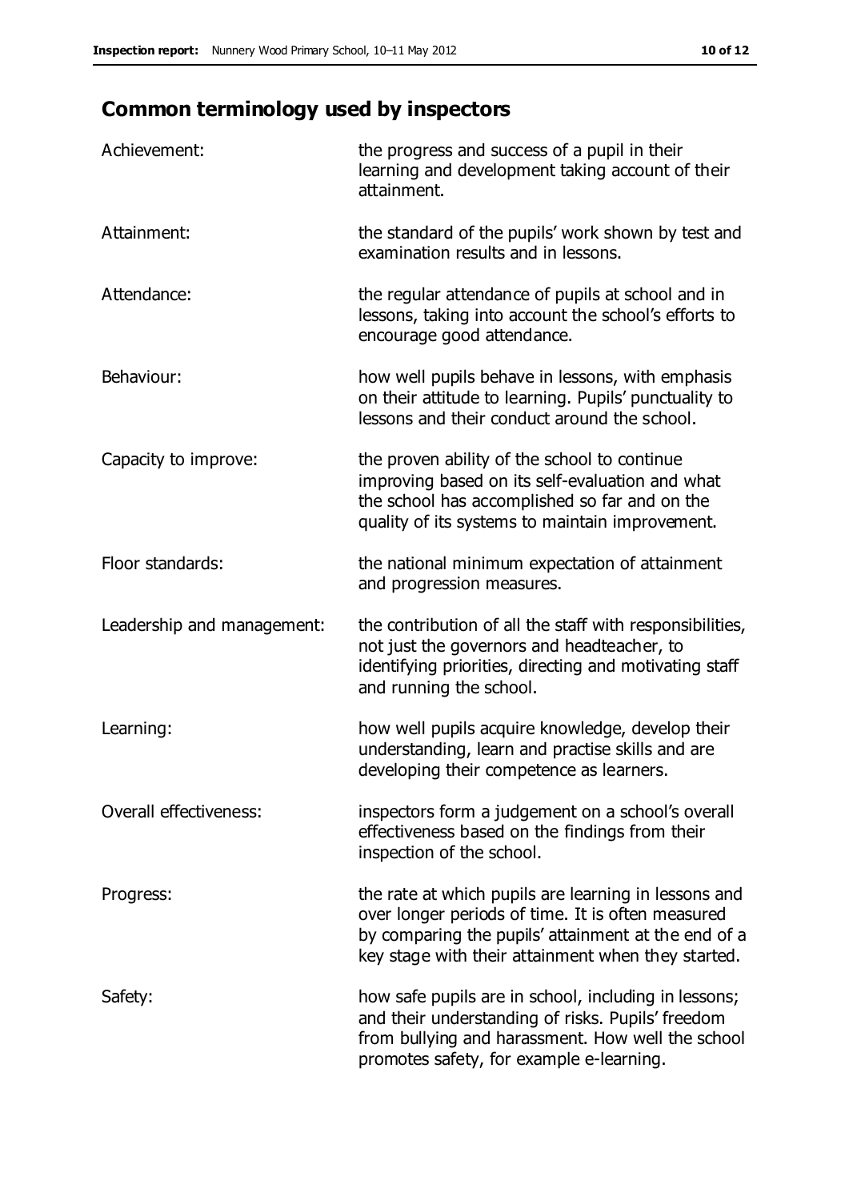## Common terminology used by inspectors

| | |
|---|---|
| Achievement: | the progress and success of a pupil in their learning and development taking account of their attainment. |
| Attainment: | the standard of the pupils' work shown by test and examination results and in lessons. |
| Attendance: | the regular attendance of pupils at school and in lessons, taking into account the school's efforts to encourage good attendance. |
| Behaviour: | how well pupils behave in lessons, with emphasis on their attitude to learning. Pupils' punctuality to lessons and their conduct around the school. |
| Capacity to improve: | the proven ability of the school to continue improving based on its self-evaluation and what the school has accomplished so far and on the quality of its systems to maintain improvement. |
| Floor standards: | the national minimum expectation of attainment and progression measures. |
| Leadership and management: | the contribution of all the staff with responsibilities, not just the governors and headteacher, to identifying priorities, directing and motivating staff and running the school. |
| Learning: | how well pupils acquire knowledge, develop their understanding, learn and practise skills and are developing their competence as learners. |
| Overall effectiveness: | inspectors form a judgement on a school's overall effectiveness based on the findings from their inspection of the school. |
| Progress: | the rate at which pupils are learning in lessons and over longer periods of time. It is often measured by comparing the pupils' attainment at the end of a key stage with their attainment when they started. |
| Safety: | how safe pupils are in school, including in lessons; and their understanding of risks. Pupils' freedom from bullying and harassment. How well the school promotes safety, for example e-learning. |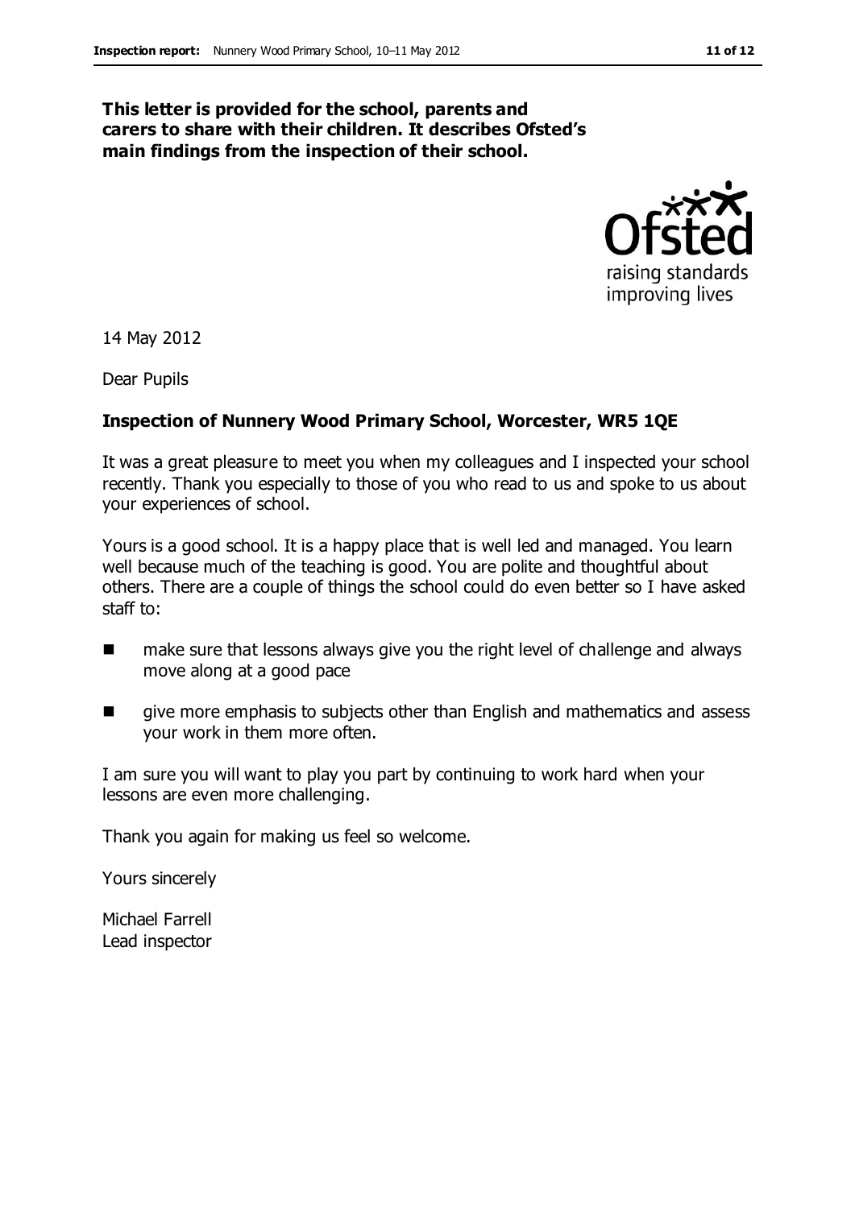**This letter is provided for the school, parents and carers to share with their children. It describes Ofsted's main findings from the inspection of their school.**

14 May 2012

Dear Pupils

**Inspection of Nunnery Wood Primary School, Worcester, WR5 1QE**

It was a great pleasure to meet you when my colleagues and I inspected your school recently. Thank you especially to those of you who read to us and spoke to us about your experiences of school.

Yours is a good school. It is a happy place that is well led and managed. You learn well because much of the teaching is good. You are polite and thoughtful about others. There are a couple of things the school could do even better so I have asked staff to:

- make sure that lessons always give you the right level of challenge and always move along at a good pace
- give more emphasis to subjects other than English and mathematics and assess your work in them more often.

I am sure you will want to play you part by continuing to work hard when your lessons are even more challenging.

Thank you again for making us feel so welcome.

Yours sincerely

Michael Farrell
Lead inspector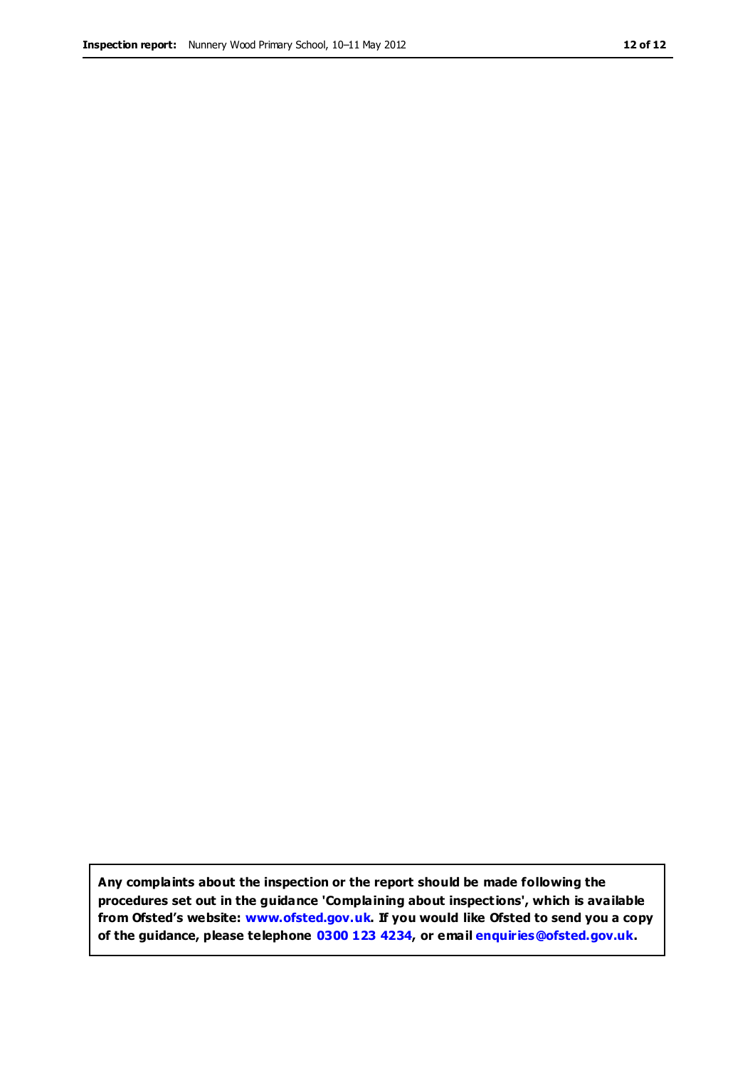**Any complaints about the inspection or the report should be made following the procedures set out in the guidance 'Complaining about inspections', which is available from Ofsted's website: www.ofsted.gov.uk. If you would like Ofsted to send you a copy of the guidance, please telephone 0300 123 4234, or email enquiries@ofsted.gov.uk.**